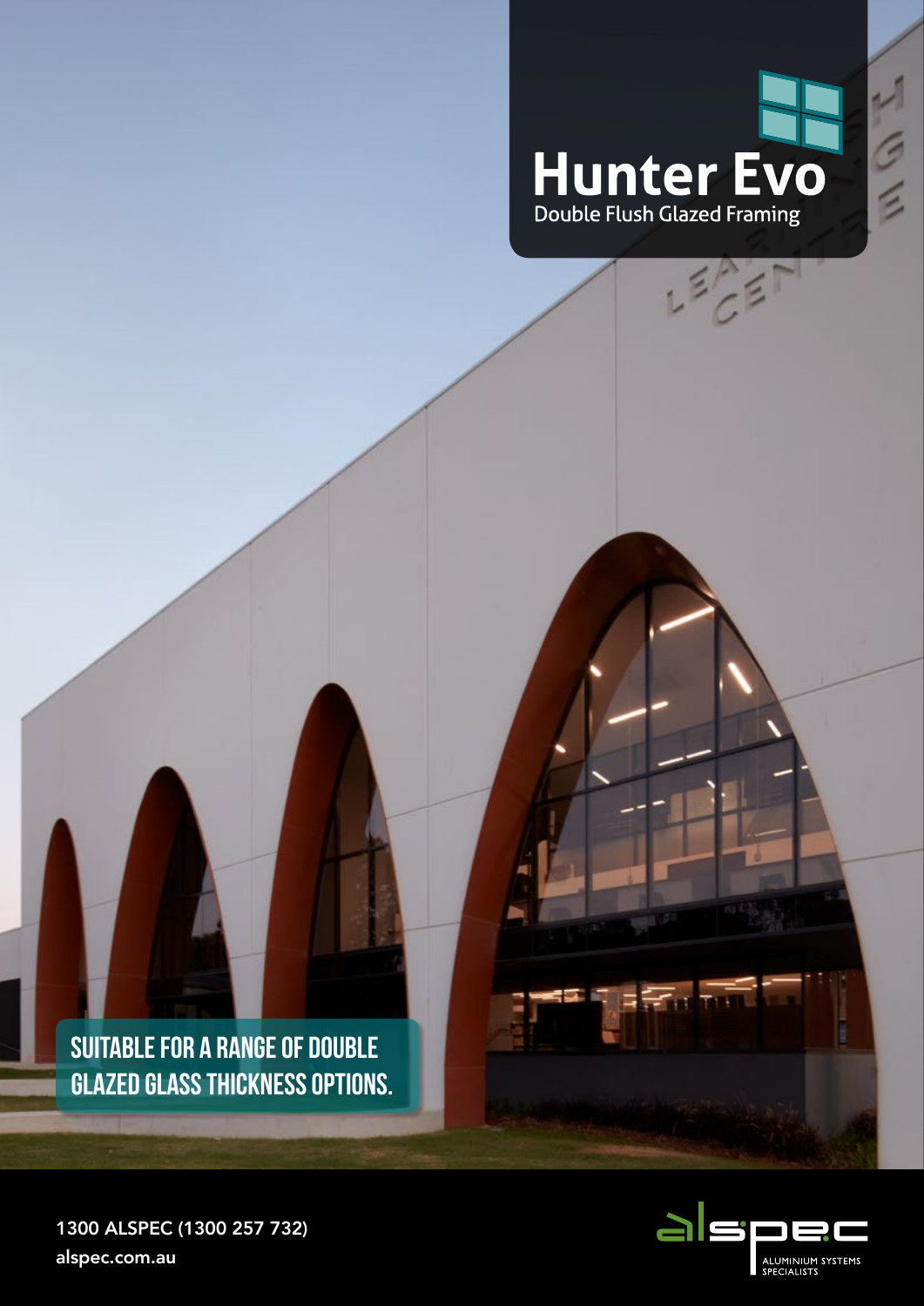# Hunter Evo

Double Flush Glazed Framing

**SUITABLE FOR A RANGE OF DOUBLE GLAZED GLASS THICKNESS OPTIONS.**

1300 ALSPEC (1300 257 732)

**alspec.com.au**

alspec

ALUMINIUM SYSTEMS SPECIALISTS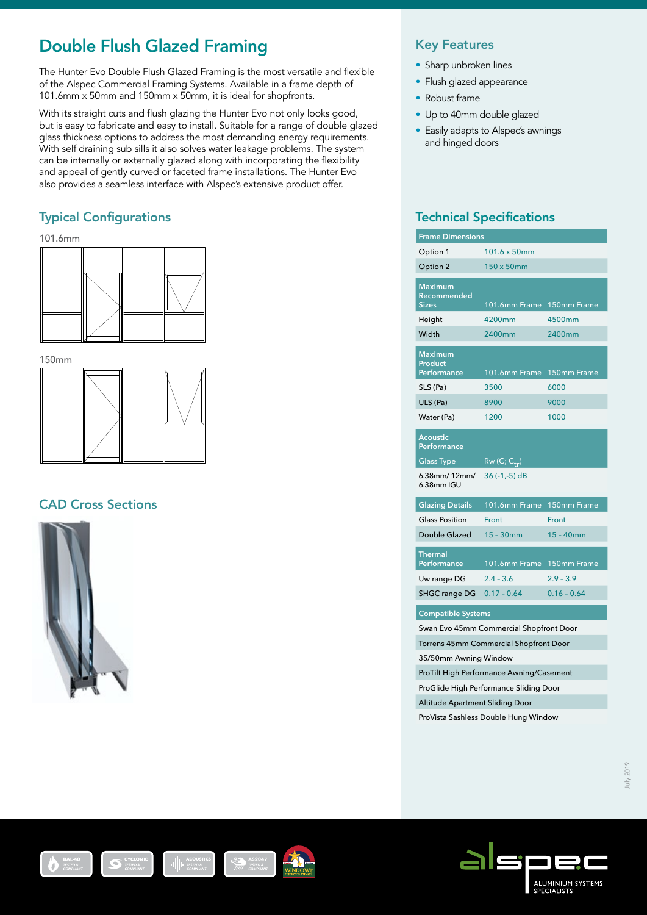# Double Flush Glazed Framing

The Hunter Evo Double Flush Glazed Framing is the most versatile and flexible of the Alspec Commercial Framing Systems. Available in a frame depth of 101.6mm x 50mm and 150mm x 50mm, it is ideal for shopfronts.

With its straight cuts and flush glazing the Hunter Evo not only looks good, but is easy to fabricate and easy to install. Suitable for a range of double glazed glass thickness options to address the most demanding energy requirements. With self draining sub sills it also solves water leakage problems. The system can be internally or externally glazed along with incorporating the flexibility and appeal of gently curved or faceted frame installations. The Hunter Evo also provides a seamless interface with Alspec's extensive product offer.

## Typical Configurations

101.6mm

150mm

## CAD Cross Sections

## Key Features

- Sharp unbroken lines
- Flush glazed appearance
- Robust frame
- Up to 40mm double glazed
- Easily adapts to Alspec's awnings and hinged doors

## Technical Specifications

| Frame Dimensions | | |
|---|---|---|
| Option 1 | 101.6 x 50mm | |
| Option 2 | 150 x 50mm | |
| **Maximum Recommended Sizes** | **101.6mm Frame** | **150mm Frame** |
| Height | 4200mm | 4500mm |
| Width | 2400mm | 2400mm |
| **Maximum Product Performance** | **101.6mm Frame** | **150mm Frame** |
| SLS (Pa) | 3500 | 6000 |
| ULS (Pa) | 8900 | 9000 |
| Water (Pa) | 1200 | 1000 |
| **Acoustic Performance** | | |
| Glass Type | Rw (C; $C_{tr}$) | |
| 6.38mm/ 12mm/ 6.38mm IGU | 36 (-1,-5) dB | |
| **Glazing Details** | **101.6mm Frame** | **150mm Frame** |
| Glass Position | Front | Front |
| Double Glazed | 15 - 30mm | 15 - 40mm |
| **Thermal Performance** | **101.6mm Frame** | **150mm Frame** |
| Uw range DG | 2.4 - 3.6 | 2.9 - 3.9 |
| SHGC range DG | 0.17 - 0.64 | 0.16 - 0.64 |

| Compatible Systems |
|---|
| Swan Evo 45mm Commercial Shopfront Door |
| Torrens 45mm Commercial Shopfront Door |
| 35/50mm Awning Window |
| ProTilt High Performance Awning/Casement |
| ProGlide High Performance Sliding Door |
| Altitude Apartment Sliding Door |
| ProVista Sashless Double Hung Window |

July 2019

BAL-40 TESTED & COMPLIANT | CYCLONIC TESTED & COMPLIANT | ACOUSTICS TESTED & COMPLIANT | AS2047 TESTED & COMPLIANT | WINDOW ENERGY RATINGS

alspec ALUMINIUM SYSTEMS SPECIALISTS